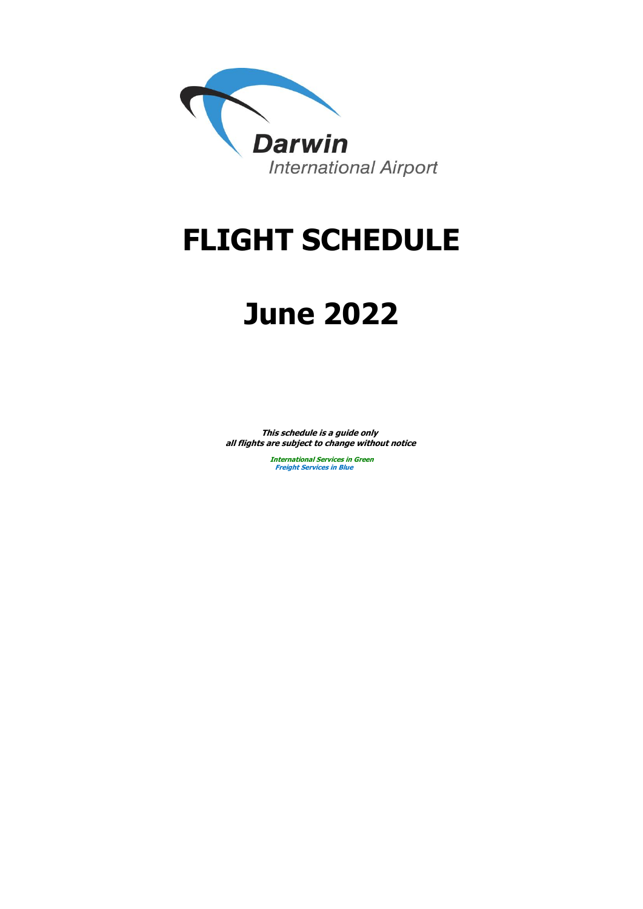Darwin
International Airport

# FLIGHT SCHEDULE

# June 2022

***This schedule is a guide only***
***all flights are subject to change without notice***

***International Services in Green***
***Freight Services in Blue***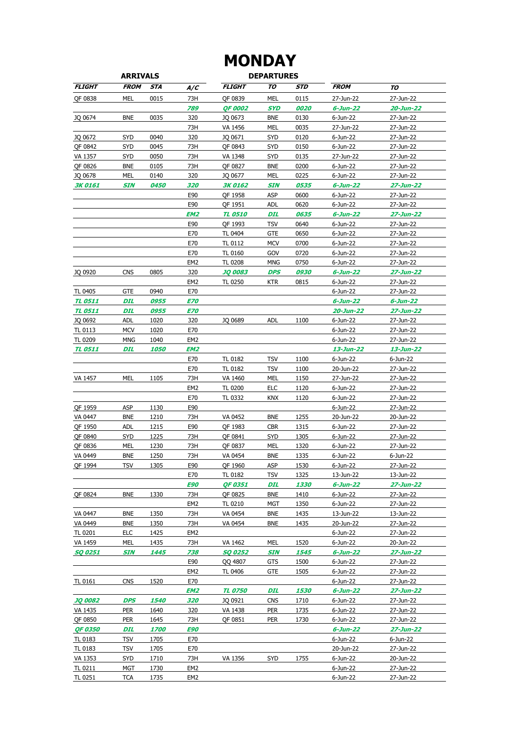# MONDAY

| ARRIVALS | | | | DEPARTURES | | | | |
|---|---|---|---|---|---|---|---|---|
| ***FLIGHT*** | ***FROM*** | ***STA*** | ***A/C*** | ***FLIGHT*** | ***TO*** | ***STD*** | ***FROM*** | ***TO*** |
| QF 0838 | MEL | 0015 | 73H | QF 0839 | MEL | 0115 | 27-Jun-22 | 27-Jun-22 |
| | | | ***789*** | ***QF 0002*** | ***SYD*** | ***0020*** | ***6-Jun-22*** | ***20-Jun-22*** |
| JQ 0674 | BNE | 0035 | 320 | JQ 0673 | BNE | 0130 | 6-Jun-22 | 27-Jun-22 |
| | | | 73H | VA 1456 | MEL | 0035 | 27-Jun-22 | 27-Jun-22 |
| JQ 0672 | SYD | 0040 | 320 | JQ 0671 | SYD | 0120 | 6-Jun-22 | 27-Jun-22 |
| QF 0842 | SYD | 0045 | 73H | QF 0843 | SYD | 0150 | 6-Jun-22 | 27-Jun-22 |
| VA 1357 | SYD | 0050 | 73H | VA 1348 | SYD | 0135 | 27-Jun-22 | 27-Jun-22 |
| QF 0826 | BNE | 0105 | 73H | QF 0827 | BNE | 0200 | 6-Jun-22 | 27-Jun-22 |
| JQ 0678 | MEL | 0140 | 320 | JQ 0677 | MEL | 0225 | 6-Jun-22 | 27-Jun-22 |
| ***3K 0161*** | ***SIN*** | ***0450*** | ***320*** | ***3K 0162*** | ***SIN*** | ***0535*** | ***6-Jun-22*** | ***27-Jun-22*** |
| | | | E90 | QF 1958 | ASP | 0600 | 6-Jun-22 | 27-Jun-22 |
| | | | E90 | QF 1951 | ADL | 0620 | 6-Jun-22 | 27-Jun-22 |
| | | | ***EM2*** | ***TL 0510*** | ***DIL*** | ***0635*** | ***6-Jun-22*** | ***27-Jun-22*** |
| | | | E90 | QF 1993 | TSV | 0640 | 6-Jun-22 | 27-Jun-22 |
| | | | E70 | TL 0404 | GTE | 0650 | 6-Jun-22 | 27-Jun-22 |
| | | | E70 | TL 0112 | MCV | 0700 | 6-Jun-22 | 27-Jun-22 |
| | | | E70 | TL 0160 | GOV | 0720 | 6-Jun-22 | 27-Jun-22 |
| | | | EM2 | TL 0208 | MNG | 0750 | 6-Jun-22 | 27-Jun-22 |
| JQ 0920 | CNS | 0805 | 320 | ***JQ 0083*** | ***DPS*** | ***0930*** | ***6-Jun-22*** | ***27-Jun-22*** |
| | | | EM2 | TL 0250 | KTR | 0815 | 6-Jun-22 | 27-Jun-22 |
| TL 0405 | GTE | 0940 | E70 | | | | 6-Jun-22 | 27-Jun-22 |
| ***TL 0511*** | ***DIL*** | ***0955*** | ***E70*** | | | | ***6-Jun-22*** | ***6-Jun-22*** |
| ***TL 0511*** | ***DIL*** | ***0955*** | ***E70*** | | | | ***20-Jun-22*** | ***27-Jun-22*** |
| JQ 0692 | ADL | 1020 | 320 | JQ 0689 | ADL | 1100 | 6-Jun-22 | 27-Jun-22 |
| TL 0113 | MCV | 1020 | E70 | | | | 6-Jun-22 | 27-Jun-22 |
| TL 0209 | MNG | 1040 | EM2 | | | | 6-Jun-22 | 27-Jun-22 |
| ***TL 0511*** | ***DIL*** | ***1050*** | ***EM2*** | | | | ***13-Jun-22*** | ***13-Jun-22*** |
| | | | E70 | TL 0182 | TSV | 1100 | 6-Jun-22 | 6-Jun-22 |
| | | | E70 | TL 0182 | TSV | 1100 | 20-Jun-22 | 27-Jun-22 |
| VA 1457 | MEL | 1105 | 73H | VA 1460 | MEL | 1150 | 27-Jun-22 | 27-Jun-22 |
| | | | EM2 | TL 0200 | ELC | 1120 | 6-Jun-22 | 27-Jun-22 |
| | | | E70 | TL 0332 | KNX | 1120 | 6-Jun-22 | 27-Jun-22 |
| QF 1959 | ASP | 1130 | E90 | | | | 6-Jun-22 | 27-Jun-22 |
| VA 0447 | BNE | 1210 | 73H | VA 0452 | BNE | 1255 | 20-Jun-22 | 20-Jun-22 |
| QF 1950 | ADL | 1215 | E90 | QF 1983 | CBR | 1315 | 6-Jun-22 | 27-Jun-22 |
| QF 0840 | SYD | 1225 | 73H | QF 0841 | SYD | 1305 | 6-Jun-22 | 27-Jun-22 |
| QF 0836 | MEL | 1230 | 73H | QF 0837 | MEL | 1320 | 6-Jun-22 | 27-Jun-22 |
| VA 0449 | BNE | 1250 | 73H | VA 0454 | BNE | 1335 | 6-Jun-22 | 6-Jun-22 |
| QF 1994 | TSV | 1305 | E90 | QF 1960 | ASP | 1530 | 6-Jun-22 | 27-Jun-22 |
| | | | E70 | TL 0182 | TSV | 1325 | 13-Jun-22 | 13-Jun-22 |
| | | | ***E90*** | ***QF 0351*** | ***DIL*** | ***1330*** | ***6-Jun-22*** | ***27-Jun-22*** |
| QF 0824 | BNE | 1330 | 73H | QF 0825 | BNE | 1410 | 6-Jun-22 | 27-Jun-22 |
| | | | EM2 | TL 0210 | MGT | 1350 | 6-Jun-22 | 27-Jun-22 |
| VA 0447 | BNE | 1350 | 73H | VA 0454 | BNE | 1435 | 13-Jun-22 | 13-Jun-22 |
| VA 0449 | BNE | 1350 | 73H | VA 0454 | BNE | 1435 | 20-Jun-22 | 27-Jun-22 |
| TL 0201 | ELC | 1425 | EM2 | | | | 6-Jun-22 | 27-Jun-22 |
| VA 1459 | MEL | 1435 | 73H | VA 1462 | MEL | 1520 | 6-Jun-22 | 20-Jun-22 |
| ***SQ 0251*** | ***SIN*** | ***1445*** | ***738*** | ***SQ 0252*** | ***SIN*** | ***1545*** | ***6-Jun-22*** | ***27-Jun-22*** |
| | | | E90 | QQ 4807 | GTS | 1500 | 6-Jun-22 | 27-Jun-22 |
| | | | EM2 | TL 0406 | GTE | 1505 | 6-Jun-22 | 27-Jun-22 |
| TL 0161 | CNS | 1520 | E70 | | | | 6-Jun-22 | 27-Jun-22 |
| | | | ***EM2*** | ***TL 0750*** | ***DIL*** | ***1530*** | ***6-Jun-22*** | ***27-Jun-22*** |
| ***JQ 0082*** | ***DPS*** | ***1540*** | ***320*** | JQ 0921 | CNS | 1710 | 6-Jun-22 | 27-Jun-22 |
| VA 1435 | PER | 1640 | 320 | VA 1438 | PER | 1735 | 6-Jun-22 | 27-Jun-22 |
| QF 0850 | PER | 1645 | 73H | QF 0851 | PER | 1730 | 6-Jun-22 | 27-Jun-22 |
| ***QF 0350*** | ***DIL*** | ***1700*** | ***E90*** | | | | ***6-Jun-22*** | ***27-Jun-22*** |
| TL 0183 | TSV | 1705 | E70 | | | | 6-Jun-22 | 6-Jun-22 |
| TL 0183 | TSV | 1705 | E70 | | | | 20-Jun-22 | 27-Jun-22 |
| VA 1353 | SYD | 1710 | 73H | VA 1356 | SYD | 1755 | 6-Jun-22 | 20-Jun-22 |
| TL 0211 | MGT | 1730 | EM2 | | | | 6-Jun-22 | 27-Jun-22 |
| TL 0251 | TCA | 1735 | EM2 | | | | 6-Jun-22 | 27-Jun-22 |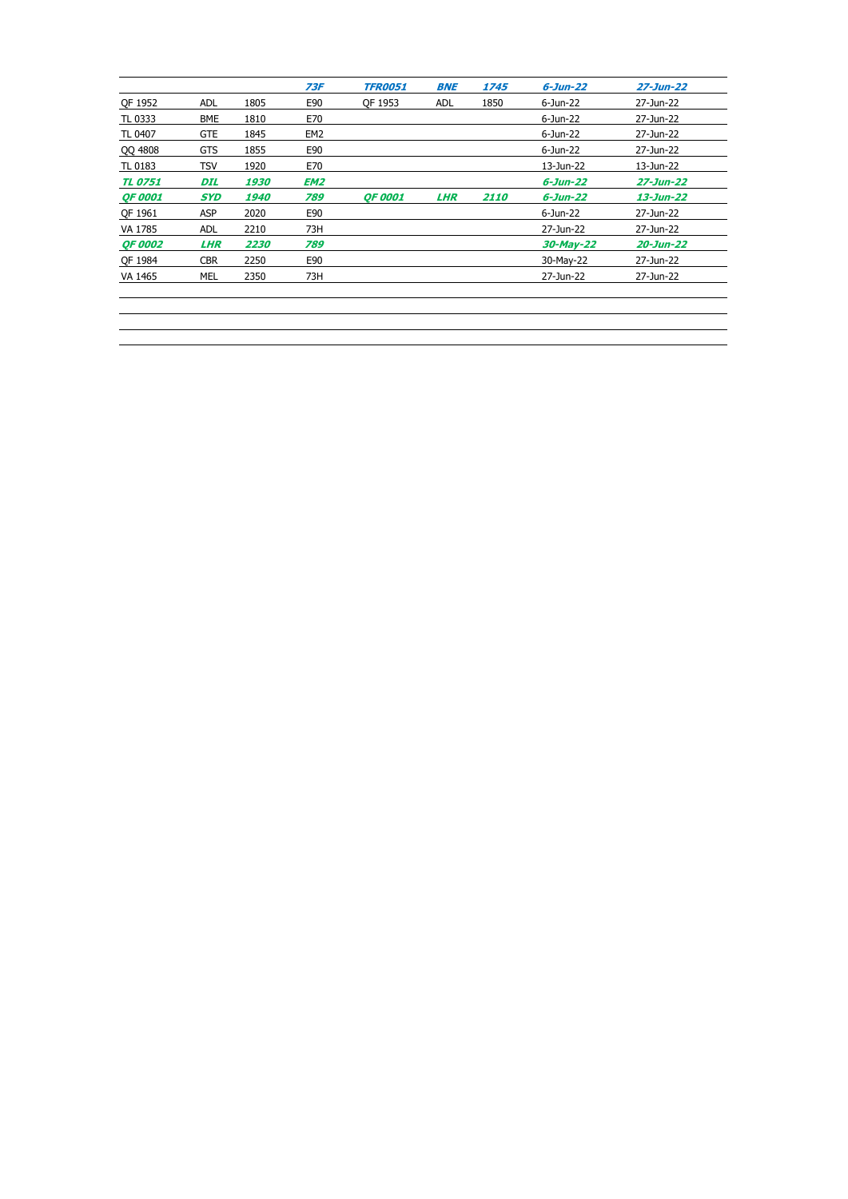| | | | *73F* | *TFR0051* | *BNE* | *1745* | *6-Jun-22* | *27-Jun-22* |
|---|---|---|---|---|---|---|---|---|
| QF 1952 | ADL | 1805 | E90 | QF 1953 | ADL | 1850 | 6-Jun-22 | 27-Jun-22 |
| TL 0333 | BME | 1810 | E70 | | | | 6-Jun-22 | 27-Jun-22 |
| TL 0407 | GTE | 1845 | EM2 | | | | 6-Jun-22 | 27-Jun-22 |
| QQ 4808 | GTS | 1855 | E90 | | | | 6-Jun-22 | 27-Jun-22 |
| TL 0183 | TSV | 1920 | E70 | | | | 13-Jun-22 | 13-Jun-22 |
| *TL 0751* | *DIL* | *1930* | *EM2* | | | | *6-Jun-22* | *27-Jun-22* |
| *QF 0001* | *SYD* | *1940* | *789* | *QF 0001* | *LHR* | *2110* | *6-Jun-22* | *13-Jun-22* |
| QF 1961 | ASP | 2020 | E90 | | | | 6-Jun-22 | 27-Jun-22 |
| VA 1785 | ADL | 2210 | 73H | | | | 27-Jun-22 | 27-Jun-22 |
| *QF 0002* | *LHR* | *2230* | *789* | | | | *30-May-22* | *20-Jun-22* |
| QF 1984 | CBR | 2250 | E90 | | | | 30-May-22 | 27-Jun-22 |
| VA 1465 | MEL | 2350 | 73H | | | | 27-Jun-22 | 27-Jun-22 |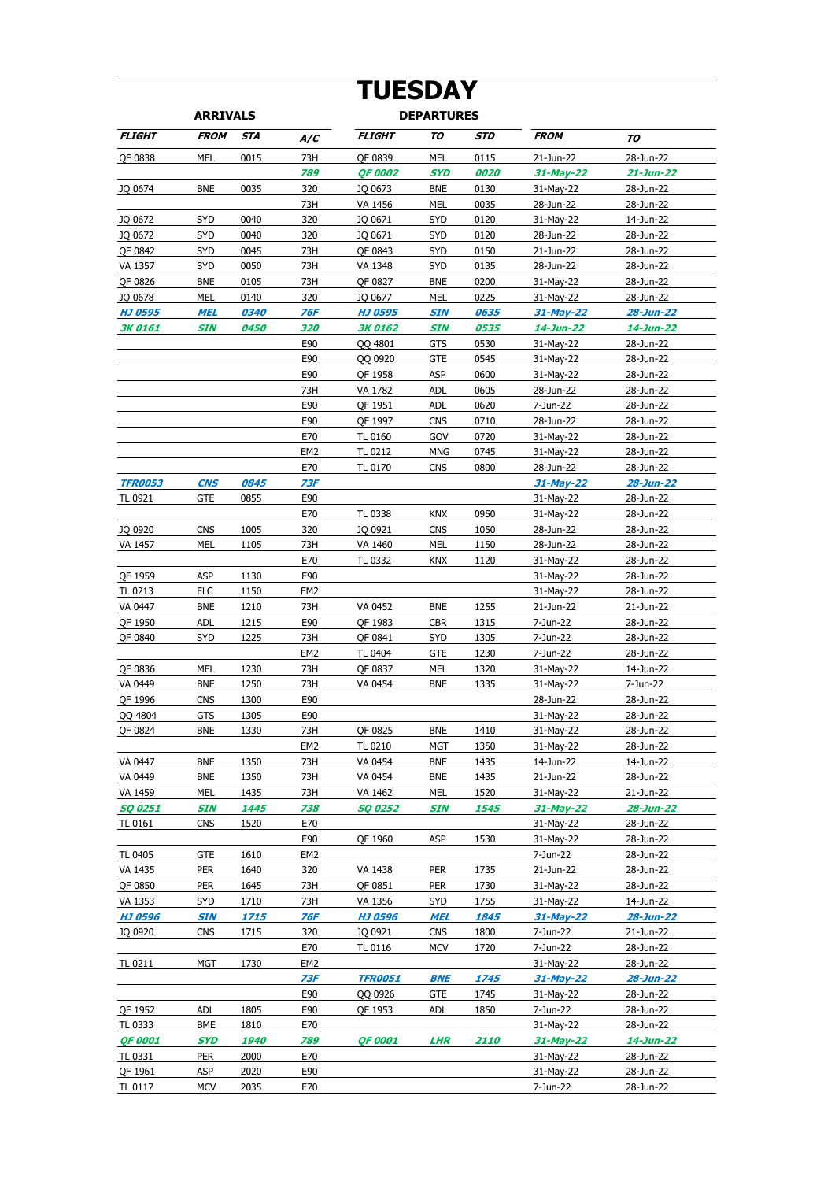# TUESDAY

| ARRIVALS | | | | DEPARTURES | | | | |
|---|---|---|---|---|---|---|---|---|
| **FLIGHT** | **FROM** | **STA** | **A/C** | **FLIGHT** | **TO** | **STD** | **FROM** | **TO** |
| QF 0838 | MEL | 0015 | 73H | QF 0839 | MEL | 0115 | 21-Jun-22 | 28-Jun-22 |
| | | | ***789*** | ***QF 0002*** | ***SYD*** | ***0020*** | ***31-May-22*** | ***21-Jun-22*** |
| JQ 0674 | BNE | 0035 | 320 | JQ 0673 | BNE | 0130 | 31-May-22 | 28-Jun-22 |
| | | | 73H | VA 1456 | MEL | 0035 | 28-Jun-22 | 28-Jun-22 |
| JQ 0672 | SYD | 0040 | 320 | JQ 0671 | SYD | 0120 | 31-May-22 | 14-Jun-22 |
| JQ 0672 | SYD | 0040 | 320 | JQ 0671 | SYD | 0120 | 28-Jun-22 | 28-Jun-22 |
| QF 0842 | SYD | 0045 | 73H | QF 0843 | SYD | 0150 | 21-Jun-22 | 28-Jun-22 |
| VA 1357 | SYD | 0050 | 73H | VA 1348 | SYD | 0135 | 28-Jun-22 | 28-Jun-22 |
| QF 0826 | BNE | 0105 | 73H | QF 0827 | BNE | 0200 | 31-May-22 | 28-Jun-22 |
| JQ 0678 | MEL | 0140 | 320 | JQ 0677 | MEL | 0225 | 31-May-22 | 28-Jun-22 |
| ***HJ 0595*** | ***MEL*** | ***0340*** | ***76F*** | ***HJ 0595*** | ***SIN*** | ***0635*** | ***31-May-22*** | ***28-Jun-22*** |
| ***3K 0161*** | ***SIN*** | ***0450*** | ***320*** | ***3K 0162*** | ***SIN*** | ***0535*** | ***14-Jun-22*** | ***14-Jun-22*** |
| | | | E90 | QQ 4801 | GTS | 0530 | 31-May-22 | 28-Jun-22 |
| | | | E90 | QQ 0920 | GTE | 0545 | 31-May-22 | 28-Jun-22 |
| | | | E90 | QF 1958 | ASP | 0600 | 31-May-22 | 28-Jun-22 |
| | | | 73H | VA 1782 | ADL | 0605 | 28-Jun-22 | 28-Jun-22 |
| | | | E90 | QF 1951 | ADL | 0620 | 7-Jun-22 | 28-Jun-22 |
| | | | E90 | QF 1997 | CNS | 0710 | 28-Jun-22 | 28-Jun-22 |
| | | | E70 | TL 0160 | GOV | 0720 | 31-May-22 | 28-Jun-22 |
| | | | EM2 | TL 0212 | MNG | 0745 | 31-May-22 | 28-Jun-22 |
| | | | E70 | TL 0170 | CNS | 0800 | 28-Jun-22 | 28-Jun-22 |
| ***TFR0053*** | ***CNS*** | ***0845*** | ***73F*** | | | | ***31-May-22*** | ***28-Jun-22*** |
| TL 0921 | GTE | 0855 | E90 | | | | 31-May-22 | 28-Jun-22 |
| | | | E70 | TL 0338 | KNX | 0950 | 31-May-22 | 28-Jun-22 |
| JQ 0920 | CNS | 1005 | 320 | JQ 0921 | CNS | 1050 | 28-Jun-22 | 28-Jun-22 |
| VA 1457 | MEL | 1105 | 73H | VA 1460 | MEL | 1150 | 28-Jun-22 | 28-Jun-22 |
| | | | E70 | TL 0332 | KNX | 1120 | 31-May-22 | 28-Jun-22 |
| QF 1959 | ASP | 1130 | E90 | | | | 31-May-22 | 28-Jun-22 |
| TL 0213 | ELC | 1150 | EM2 | | | | 31-May-22 | 28-Jun-22 |
| VA 0447 | BNE | 1210 | 73H | VA 0452 | BNE | 1255 | 21-Jun-22 | 21-Jun-22 |
| QF 1950 | ADL | 1215 | E90 | QF 1983 | CBR | 1315 | 7-Jun-22 | 28-Jun-22 |
| QF 0840 | SYD | 1225 | 73H | QF 0841 | SYD | 1305 | 7-Jun-22 | 28-Jun-22 |
| | | | EM2 | TL 0404 | GTE | 1230 | 7-Jun-22 | 28-Jun-22 |
| QF 0836 | MEL | 1230 | 73H | QF 0837 | MEL | 1320 | 31-May-22 | 14-Jun-22 |
| VA 0449 | BNE | 1250 | 73H | VA 0454 | BNE | 1335 | 31-May-22 | 7-Jun-22 |
| QF 1996 | CNS | 1300 | E90 | | | | 28-Jun-22 | 28-Jun-22 |
| QQ 4804 | GTS | 1305 | E90 | | | | 31-May-22 | 28-Jun-22 |
| QF 0824 | BNE | 1330 | 73H | QF 0825 | BNE | 1410 | 31-May-22 | 28-Jun-22 |
| | | | EM2 | TL 0210 | MGT | 1350 | 31-May-22 | 28-Jun-22 |
| VA 0447 | BNE | 1350 | 73H | VA 0454 | BNE | 1435 | 14-Jun-22 | 14-Jun-22 |
| VA 0449 | BNE | 1350 | 73H | VA 0454 | BNE | 1435 | 21-Jun-22 | 28-Jun-22 |
| VA 1459 | MEL | 1435 | 73H | VA 1462 | MEL | 1520 | 31-May-22 | 21-Jun-22 |
| ***SQ 0251*** | ***SIN*** | ***1445*** | ***738*** | ***SQ 0252*** | ***SIN*** | ***1545*** | ***31-May-22*** | ***28-Jun-22*** |
| TL 0161 | CNS | 1520 | E70 | | | | 31-May-22 | 28-Jun-22 |
| | | | E90 | QF 1960 | ASP | 1530 | 31-May-22 | 28-Jun-22 |
| TL 0405 | GTE | 1610 | EM2 | | | | 7-Jun-22 | 28-Jun-22 |
| VA 1435 | PER | 1640 | 320 | VA 1438 | PER | 1735 | 21-Jun-22 | 28-Jun-22 |
| QF 0850 | PER | 1645 | 73H | QF 0851 | PER | 1730 | 31-May-22 | 28-Jun-22 |
| VA 1353 | SYD | 1710 | 73H | VA 1356 | SYD | 1755 | 31-May-22 | 14-Jun-22 |
| ***HJ 0596*** | ***SIN*** | ***1715*** | ***76F*** | ***HJ 0596*** | ***MEL*** | ***1845*** | ***31-May-22*** | ***28-Jun-22*** |
| JQ 0920 | CNS | 1715 | 320 | JQ 0921 | CNS | 1800 | 7-Jun-22 | 21-Jun-22 |
| | | | E70 | TL 0116 | MCV | 1720 | 7-Jun-22 | 28-Jun-22 |
| TL 0211 | MGT | 1730 | EM2 | | | | 31-May-22 | 28-Jun-22 |
| | | | ***73F*** | ***TFR0051*** | ***BNE*** | ***1745*** | ***31-May-22*** | ***28-Jun-22*** |
| | | | E90 | QQ 0926 | GTE | 1745 | 31-May-22 | 28-Jun-22 |
| QF 1952 | ADL | 1805 | E90 | QF 1953 | ADL | 1850 | 7-Jun-22 | 28-Jun-22 |
| TL 0333 | BME | 1810 | E70 | | | | 31-May-22 | 28-Jun-22 |
| ***QF 0001*** | ***SYD*** | ***1940*** | ***789*** | ***QF 0001*** | ***LHR*** | ***2110*** | ***31-May-22*** | ***14-Jun-22*** |
| TL 0331 | PER | 2000 | E70 | | | | 31-May-22 | 28-Jun-22 |
| QF 1961 | ASP | 2020 | E90 | | | | 31-May-22 | 28-Jun-22 |
| TL 0117 | MCV | 2035 | E70 | | | | 7-Jun-22 | 28-Jun-22 |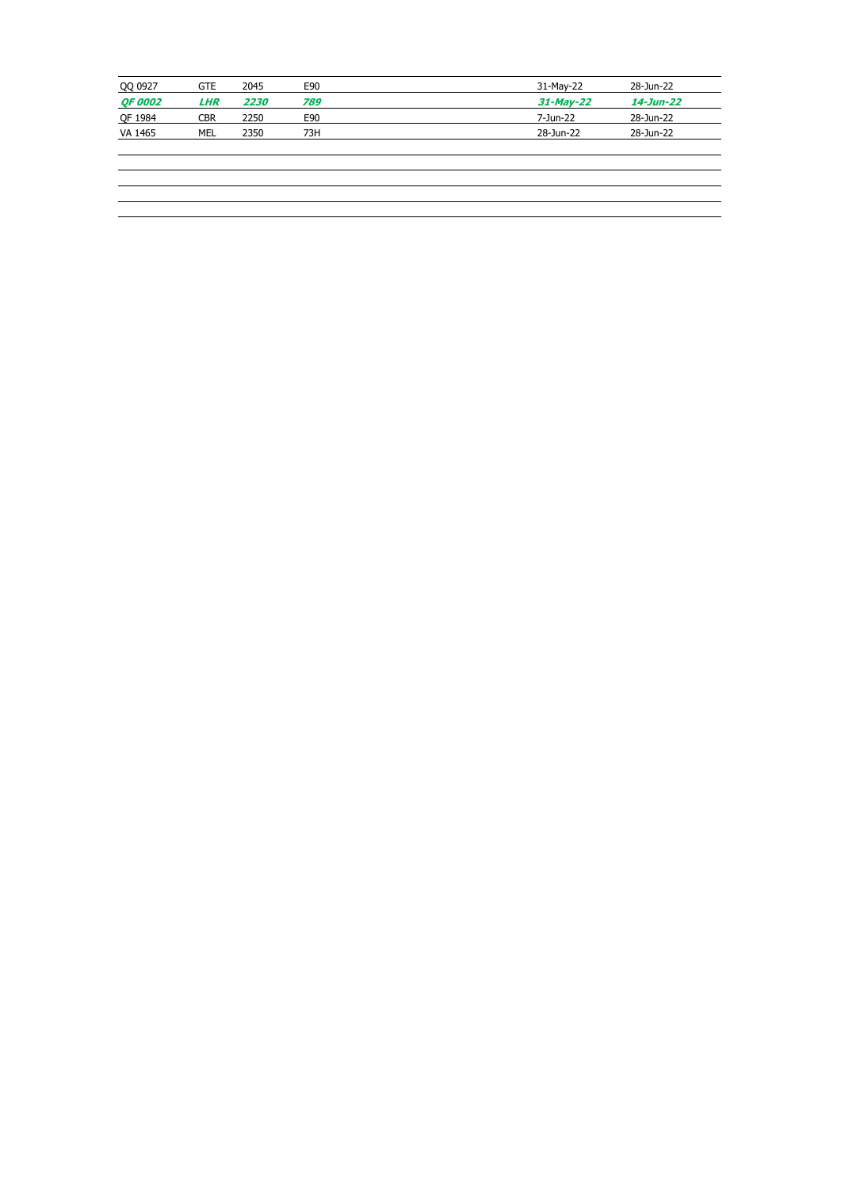| | | | | | | |
|---|---|---|---|---|---|---|
| QQ 0927 | GTE | 2045 | E90 | | 31-May-22 | 28-Jun-22 |
| ***QF 0002*** | ***LHR*** | ***2230*** | ***789*** | | ***31-May-22*** | ***14-Jun-22*** |
| QF 1984 | CBR | 2250 | E90 | | 7-Jun-22 | 28-Jun-22 |
| VA 1465 | MEL | 2350 | 73H | | 28-Jun-22 | 28-Jun-22 |
| | | | | | | |
| | | | | | | |
| | | | | | | |
| | | | | | | |
| | | | | | | |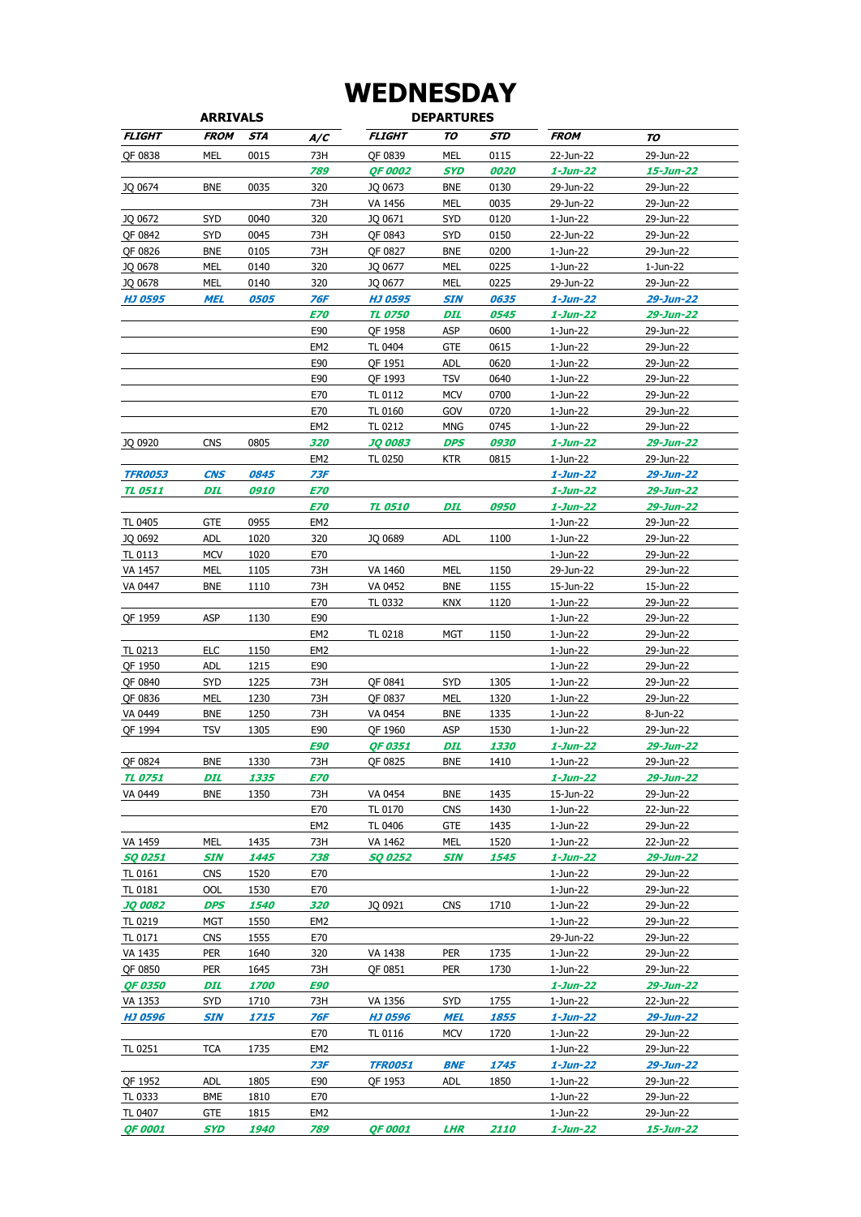# WEDNESDAY

| ARRIVALS | | | | DEPARTURES | | | | |
|---|---|---|---|---|---|---|---|---|
| ***FLIGHT*** | ***FROM*** | ***STA*** | ***A/C*** | ***FLIGHT*** | ***TO*** | ***STD*** | ***FROM*** | ***TO*** |
| QF 0838 | MEL | 0015 | 73H | QF 0839 | MEL | 0115 | 22-Jun-22 | 29-Jun-22 |
| | | | ***789*** | ***QF 0002*** | ***SYD*** | ***0020*** | ***1-Jun-22*** | ***15-Jun-22*** |
| JQ 0674 | BNE | 0035 | 320 | JQ 0673 | BNE | 0130 | 29-Jun-22 | 29-Jun-22 |
| | | | 73H | VA 1456 | MEL | 0035 | 29-Jun-22 | 29-Jun-22 |
| JQ 0672 | SYD | 0040 | 320 | JQ 0671 | SYD | 0120 | 1-Jun-22 | 29-Jun-22 |
| QF 0842 | SYD | 0045 | 73H | QF 0843 | SYD | 0150 | 22-Jun-22 | 29-Jun-22 |
| QF 0826 | BNE | 0105 | 73H | QF 0827 | BNE | 0200 | 1-Jun-22 | 29-Jun-22 |
| JQ 0678 | MEL | 0140 | 320 | JQ 0677 | MEL | 0225 | 1-Jun-22 | 1-Jun-22 |
| JQ 0678 | MEL | 0140 | 320 | JQ 0677 | MEL | 0225 | 29-Jun-22 | 29-Jun-22 |
| ***HJ 0595*** | ***MEL*** | ***0505*** | ***76F*** | ***HJ 0595*** | ***SIN*** | ***0635*** | ***1-Jun-22*** | ***29-Jun-22*** |
| | | | ***E70*** | ***TL 0750*** | ***DIL*** | ***0545*** | ***1-Jun-22*** | ***29-Jun-22*** |
| | | | E90 | QF 1958 | ASP | 0600 | 1-Jun-22 | 29-Jun-22 |
| | | | EM2 | TL 0404 | GTE | 0615 | 1-Jun-22 | 29-Jun-22 |
| | | | E90 | QF 1951 | ADL | 0620 | 1-Jun-22 | 29-Jun-22 |
| | | | E90 | QF 1993 | TSV | 0640 | 1-Jun-22 | 29-Jun-22 |
| | | | E70 | TL 0112 | MCV | 0700 | 1-Jun-22 | 29-Jun-22 |
| | | | E70 | TL 0160 | GOV | 0720 | 1-Jun-22 | 29-Jun-22 |
| | | | EM2 | TL 0212 | MNG | 0745 | 1-Jun-22 | 29-Jun-22 |
| JQ 0920 | CNS | 0805 | ***320*** | ***JQ 0083*** | ***DPS*** | ***0930*** | ***1-Jun-22*** | ***29-Jun-22*** |
| | | | EM2 | TL 0250 | KTR | 0815 | 1-Jun-22 | 29-Jun-22 |
| ***TFR0053*** | ***CNS*** | ***0845*** | ***73F*** | | | | ***1-Jun-22*** | ***29-Jun-22*** |
| ***TL 0511*** | ***DIL*** | ***0910*** | ***E70*** | | | | ***1-Jun-22*** | ***29-Jun-22*** |
| | | | ***E70*** | ***TL 0510*** | ***DIL*** | ***0950*** | ***1-Jun-22*** | ***29-Jun-22*** |
| TL 0405 | GTE | 0955 | EM2 | | | | 1-Jun-22 | 29-Jun-22 |
| JQ 0692 | ADL | 1020 | 320 | JQ 0689 | ADL | 1100 | 1-Jun-22 | 29-Jun-22 |
| TL 0113 | MCV | 1020 | E70 | | | | 1-Jun-22 | 29-Jun-22 |
| VA 1457 | MEL | 1105 | 73H | VA 1460 | MEL | 1150 | 29-Jun-22 | 29-Jun-22 |
| VA 0447 | BNE | 1110 | 73H | VA 0452 | BNE | 1155 | 15-Jun-22 | 15-Jun-22 |
| | | | E70 | TL 0332 | KNX | 1120 | 1-Jun-22 | 29-Jun-22 |
| QF 1959 | ASP | 1130 | E90 | | | | 1-Jun-22 | 29-Jun-22 |
| | | | EM2 | TL 0218 | MGT | 1150 | 1-Jun-22 | 29-Jun-22 |
| TL 0213 | ELC | 1150 | EM2 | | | | 1-Jun-22 | 29-Jun-22 |
| QF 1950 | ADL | 1215 | E90 | | | | 1-Jun-22 | 29-Jun-22 |
| QF 0840 | SYD | 1225 | 73H | QF 0841 | SYD | 1305 | 1-Jun-22 | 29-Jun-22 |
| QF 0836 | MEL | 1230 | 73H | QF 0837 | MEL | 1320 | 1-Jun-22 | 29-Jun-22 |
| VA 0449 | BNE | 1250 | 73H | VA 0454 | BNE | 1335 | 1-Jun-22 | 8-Jun-22 |
| QF 1994 | TSV | 1305 | E90 | QF 1960 | ASP | 1530 | 1-Jun-22 | 29-Jun-22 |
| | | | ***E90*** | ***QF 0351*** | ***DIL*** | ***1330*** | ***1-Jun-22*** | ***29-Jun-22*** |
| QF 0824 | BNE | 1330 | 73H | QF 0825 | BNE | 1410 | 1-Jun-22 | 29-Jun-22 |
| ***TL 0751*** | ***DIL*** | ***1335*** | ***E70*** | | | | ***1-Jun-22*** | ***29-Jun-22*** |
| VA 0449 | BNE | 1350 | 73H | VA 0454 | BNE | 1435 | 15-Jun-22 | 29-Jun-22 |
| | | | E70 | TL 0170 | CNS | 1430 | 1-Jun-22 | 22-Jun-22 |
| | | | EM2 | TL 0406 | GTE | 1435 | 1-Jun-22 | 29-Jun-22 |
| VA 1459 | MEL | 1435 | 73H | VA 1462 | MEL | 1520 | 1-Jun-22 | 22-Jun-22 |
| ***SQ 0251*** | ***SIN*** | ***1445*** | ***738*** | ***SQ 0252*** | ***SIN*** | ***1545*** | ***1-Jun-22*** | ***29-Jun-22*** |
| TL 0161 | CNS | 1520 | E70 | | | | 1-Jun-22 | 29-Jun-22 |
| TL 0181 | OOL | 1530 | E70 | | | | 1-Jun-22 | 29-Jun-22 |
| ***JQ 0082*** | ***DPS*** | ***1540*** | ***320*** | JQ 0921 | CNS | 1710 | 1-Jun-22 | 29-Jun-22 |
| TL 0219 | MGT | 1550 | EM2 | | | | 1-Jun-22 | 29-Jun-22 |
| TL 0171 | CNS | 1555 | E70 | | | | 29-Jun-22 | 29-Jun-22 |
| VA 1435 | PER | 1640 | 320 | VA 1438 | PER | 1735 | 1-Jun-22 | 29-Jun-22 |
| QF 0850 | PER | 1645 | 73H | QF 0851 | PER | 1730 | 1-Jun-22 | 29-Jun-22 |
| ***QF 0350*** | ***DIL*** | ***1700*** | ***E90*** | | | | ***1-Jun-22*** | ***29-Jun-22*** |
| VA 1353 | SYD | 1710 | 73H | VA 1356 | SYD | 1755 | 1-Jun-22 | 22-Jun-22 |
| ***HJ 0596*** | ***SIN*** | ***1715*** | ***76F*** | ***HJ 0596*** | ***MEL*** | ***1855*** | ***1-Jun-22*** | ***29-Jun-22*** |
| | | | E70 | TL 0116 | MCV | 1720 | 1-Jun-22 | 29-Jun-22 |
| TL 0251 | TCA | 1735 | EM2 | | | | 1-Jun-22 | 29-Jun-22 |
| | | | ***73F*** | ***TFR0051*** | ***BNE*** | ***1745*** | ***1-Jun-22*** | ***29-Jun-22*** |
| QF 1952 | ADL | 1805 | E90 | QF 1953 | ADL | 1850 | 1-Jun-22 | 29-Jun-22 |
| TL 0333 | BME | 1810 | E70 | | | | 1-Jun-22 | 29-Jun-22 |
| TL 0407 | GTE | 1815 | EM2 | | | | 1-Jun-22 | 29-Jun-22 |
| ***QF 0001*** | ***SYD*** | ***1940*** | ***789*** | ***QF 0001*** | ***LHR*** | ***2110*** | ***1-Jun-22*** | ***15-Jun-22*** |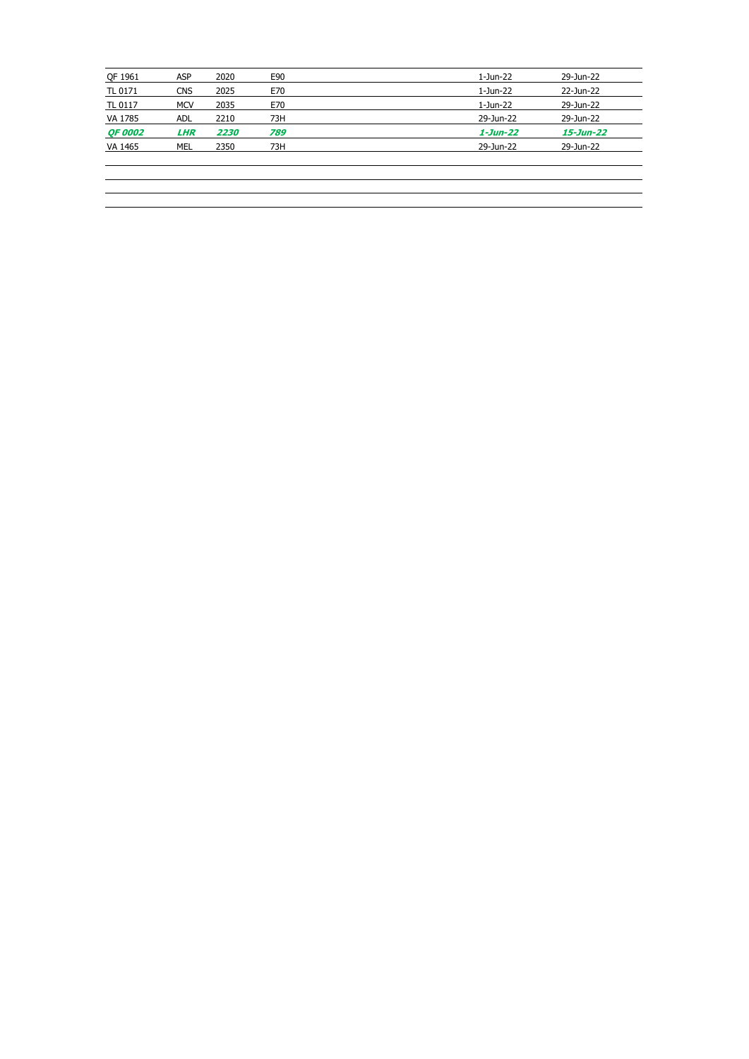| | | | | | |
|---|---|---|---|---|---|
| QF 1961 | ASP | 2020 | E90 | 1-Jun-22 | 29-Jun-22 |
| TL 0171 | CNS | 2025 | E70 | 1-Jun-22 | 22-Jun-22 |
| TL 0117 | MCV | 2035 | E70 | 1-Jun-22 | 29-Jun-22 |
| VA 1785 | ADL | 2210 | 73H | 29-Jun-22 | 29-Jun-22 |
| ***QF 0002*** | ***LHR*** | ***2230*** | ***789*** | ***1-Jun-22*** | ***15-Jun-22*** |
| VA 1465 | MEL | 2350 | 73H | 29-Jun-22 | 29-Jun-22 |
| | | | | | |
| | | | | | |
| | | | | | |
| | | | | | |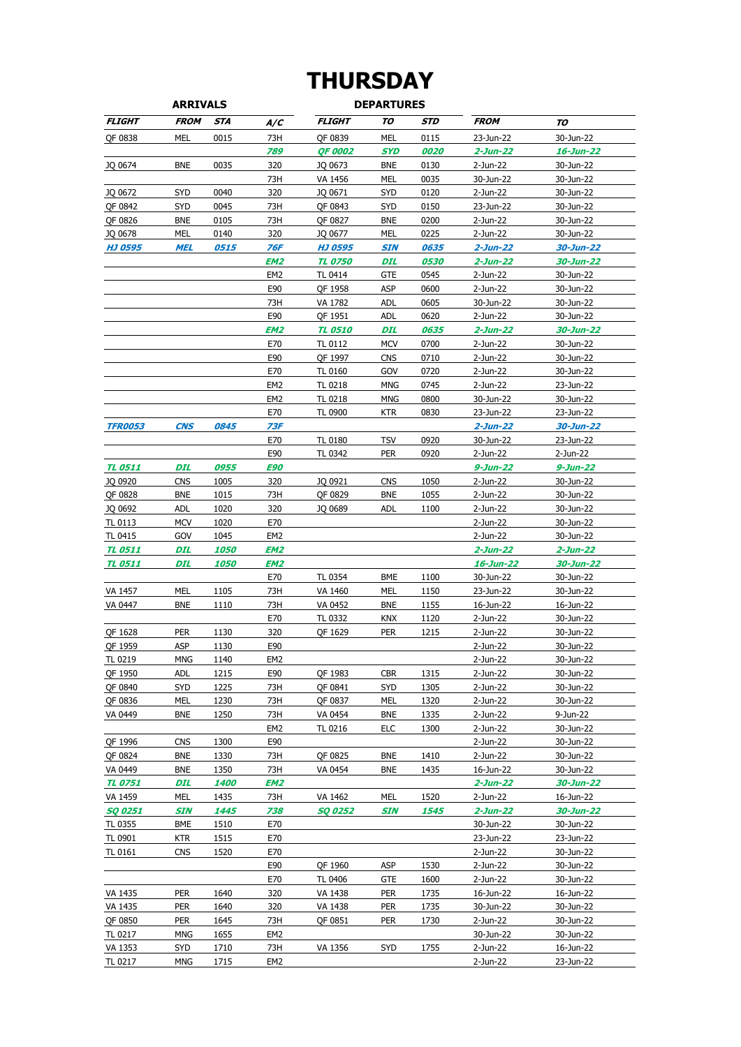# THURSDAY

| ARRIVALS | | | | DEPARTURES | | | | |
|---|---|---|---|---|---|---|---|---|
| **FLIGHT** | **FROM** | **STA** | **A/C** | **FLIGHT** | **TO** | **STD** | **FROM** | **TO** |
| QF 0838 | MEL | 0015 | 73H | QF 0839 | MEL | 0115 | 23-Jun-22 | 30-Jun-22 |
| | | | 789 | QF 0002 | SYD | 0020 | 2-Jun-22 | 16-Jun-22 |
| JQ 0674 | BNE | 0035 | 320 | JQ 0673 | BNE | 0130 | 2-Jun-22 | 30-Jun-22 |
| | | | 73H | VA 1456 | MEL | 0035 | 30-Jun-22 | 30-Jun-22 |
| JQ 0672 | SYD | 0040 | 320 | JQ 0671 | SYD | 0120 | 2-Jun-22 | 30-Jun-22 |
| QF 0842 | SYD | 0045 | 73H | QF 0843 | SYD | 0150 | 23-Jun-22 | 30-Jun-22 |
| QF 0826 | BNE | 0105 | 73H | QF 0827 | BNE | 0200 | 2-Jun-22 | 30-Jun-22 |
| JQ 0678 | MEL | 0140 | 320 | JQ 0677 | MEL | 0225 | 2-Jun-22 | 30-Jun-22 |
| HJ 0595 | MEL | 0515 | 76F | HJ 0595 | SIN | 0635 | 2-Jun-22 | 30-Jun-22 |
| | | | EM2 | TL 0750 | DIL | 0530 | 2-Jun-22 | 30-Jun-22 |
| | | | EM2 | TL 0414 | GTE | 0545 | 2-Jun-22 | 30-Jun-22 |
| | | | E90 | QF 1958 | ASP | 0600 | 2-Jun-22 | 30-Jun-22 |
| | | | 73H | VA 1782 | ADL | 0605 | 30-Jun-22 | 30-Jun-22 |
| | | | E90 | QF 1951 | ADL | 0620 | 2-Jun-22 | 30-Jun-22 |
| | | | EM2 | TL 0510 | DIL | 0635 | 2-Jun-22 | 30-Jun-22 |
| | | | E70 | TL 0112 | MCV | 0700 | 2-Jun-22 | 30-Jun-22 |
| | | | E90 | QF 1997 | CNS | 0710 | 2-Jun-22 | 30-Jun-22 |
| | | | E70 | TL 0160 | GOV | 0720 | 2-Jun-22 | 30-Jun-22 |
| | | | EM2 | TL 0218 | MNG | 0745 | 2-Jun-22 | 23-Jun-22 |
| | | | EM2 | TL 0218 | MNG | 0800 | 30-Jun-22 | 30-Jun-22 |
| | | | E70 | TL 0900 | KTR | 0830 | 23-Jun-22 | 23-Jun-22 |
| TFR0053 | CNS | 0845 | 73F | | | | 2-Jun-22 | 30-Jun-22 |
| | | | E70 | TL 0180 | TSV | 0920 | 30-Jun-22 | 23-Jun-22 |
| | | | E90 | TL 0342 | PER | 0920 | 2-Jun-22 | 2-Jun-22 |
| TL 0511 | DIL | 0955 | E90 | | | | 9-Jun-22 | 9-Jun-22 |
| JQ 0920 | CNS | 1005 | 320 | JQ 0921 | CNS | 1050 | 2-Jun-22 | 30-Jun-22 |
| QF 0828 | BNE | 1015 | 73H | QF 0829 | BNE | 1055 | 2-Jun-22 | 30-Jun-22 |
| JQ 0692 | ADL | 1020 | 320 | JQ 0689 | ADL | 1100 | 2-Jun-22 | 30-Jun-22 |
| TL 0113 | MCV | 1020 | E70 | | | | 2-Jun-22 | 30-Jun-22 |
| TL 0415 | GOV | 1045 | EM2 | | | | 2-Jun-22 | 30-Jun-22 |
| TL 0511 | DIL | 1050 | EM2 | | | | 2-Jun-22 | 2-Jun-22 |
| TL 0511 | DIL | 1050 | EM2 | | | | 16-Jun-22 | 30-Jun-22 |
| | | | E70 | TL 0354 | BME | 1100 | 30-Jun-22 | 30-Jun-22 |
| VA 1457 | MEL | 1105 | 73H | VA 1460 | MEL | 1150 | 23-Jun-22 | 30-Jun-22 |
| VA 0447 | BNE | 1110 | 73H | VA 0452 | BNE | 1155 | 16-Jun-22 | 16-Jun-22 |
| | | | E70 | TL 0332 | KNX | 1120 | 2-Jun-22 | 30-Jun-22 |
| QF 1628 | PER | 1130 | 320 | QF 1629 | PER | 1215 | 2-Jun-22 | 30-Jun-22 |
| QF 1959 | ASP | 1130 | E90 | | | | 2-Jun-22 | 30-Jun-22 |
| TL 0219 | MNG | 1140 | EM2 | | | | 2-Jun-22 | 30-Jun-22 |
| QF 1950 | ADL | 1215 | E90 | QF 1983 | CBR | 1315 | 2-Jun-22 | 30-Jun-22 |
| QF 0840 | SYD | 1225 | 73H | QF 0841 | SYD | 1305 | 2-Jun-22 | 30-Jun-22 |
| QF 0836 | MEL | 1230 | 73H | QF 0837 | MEL | 1320 | 2-Jun-22 | 30-Jun-22 |
| VA 0449 | BNE | 1250 | 73H | VA 0454 | BNE | 1335 | 2-Jun-22 | 9-Jun-22 |
| | | | EM2 | TL 0216 | ELC | 1300 | 2-Jun-22 | 30-Jun-22 |
| QF 1996 | CNS | 1300 | E90 | | | | 2-Jun-22 | 30-Jun-22 |
| QF 0824 | BNE | 1330 | 73H | QF 0825 | BNE | 1410 | 2-Jun-22 | 30-Jun-22 |
| VA 0449 | BNE | 1350 | 73H | VA 0454 | BNE | 1435 | 16-Jun-22 | 30-Jun-22 |
| TL 0751 | DIL | 1400 | EM2 | | | | 2-Jun-22 | 30-Jun-22 |
| VA 1459 | MEL | 1435 | 73H | VA 1462 | MEL | 1520 | 2-Jun-22 | 16-Jun-22 |
| SQ 0251 | SIN | 1445 | 738 | SQ 0252 | SIN | 1545 | 2-Jun-22 | 30-Jun-22 |
| TL 0355 | BME | 1510 | E70 | | | | 30-Jun-22 | 30-Jun-22 |
| TL 0901 | KTR | 1515 | E70 | | | | 23-Jun-22 | 23-Jun-22 |
| TL 0161 | CNS | 1520 | E70 | | | | 2-Jun-22 | 30-Jun-22 |
| | | | E90 | QF 1960 | ASP | 1530 | 2-Jun-22 | 30-Jun-22 |
| | | | E70 | TL 0406 | GTE | 1600 | 2-Jun-22 | 30-Jun-22 |
| VA 1435 | PER | 1640 | 320 | VA 1438 | PER | 1735 | 16-Jun-22 | 16-Jun-22 |
| VA 1435 | PER | 1640 | 320 | VA 1438 | PER | 1735 | 30-Jun-22 | 30-Jun-22 |
| QF 0850 | PER | 1645 | 73H | QF 0851 | PER | 1730 | 2-Jun-22 | 30-Jun-22 |
| TL 0217 | MNG | 1655 | EM2 | | | | 30-Jun-22 | 30-Jun-22 |
| VA 1353 | SYD | 1710 | 73H | VA 1356 | SYD | 1755 | 2-Jun-22 | 16-Jun-22 |
| TL 0217 | MNG | 1715 | EM2 | | | | 2-Jun-22 | 23-Jun-22 |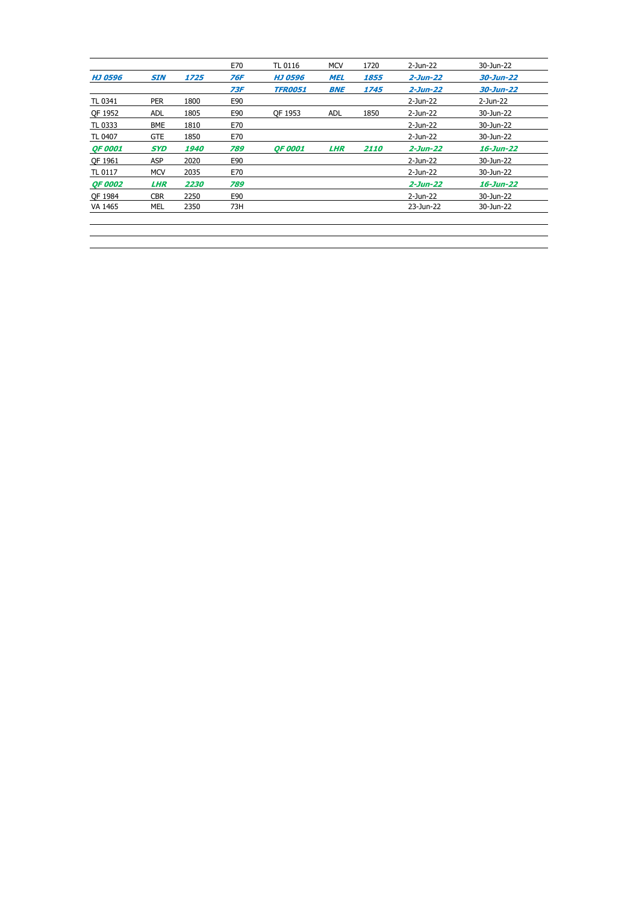| | | | | | | | | |
|---|---|---|---|---|---|---|---|---|
| | | | E70 | TL 0116 | MCV | 1720 | 2-Jun-22 | 30-Jun-22 |
| ***HJ 0596*** | ***SIN*** | ***1725*** | ***76F*** | ***HJ 0596*** | ***MEL*** | ***1855*** | ***2-Jun-22*** | ***30-Jun-22*** |
| | | | ***73F*** | ***TFR0051*** | ***BNE*** | ***1745*** | ***2-Jun-22*** | ***30-Jun-22*** |
| TL 0341 | PER | 1800 | E90 | | | | 2-Jun-22 | 2-Jun-22 |
| QF 1952 | ADL | 1805 | E90 | QF 1953 | ADL | 1850 | 2-Jun-22 | 30-Jun-22 |
| TL 0333 | BME | 1810 | E70 | | | | 2-Jun-22 | 30-Jun-22 |
| TL 0407 | GTE | 1850 | E70 | | | | 2-Jun-22 | 30-Jun-22 |
| ***QF 0001*** | ***SYD*** | ***1940*** | ***789*** | ***QF 0001*** | ***LHR*** | ***2110*** | ***2-Jun-22*** | ***16-Jun-22*** |
| QF 1961 | ASP | 2020 | E90 | | | | 2-Jun-22 | 30-Jun-22 |
| TL 0117 | MCV | 2035 | E70 | | | | 2-Jun-22 | 30-Jun-22 |
| ***QF 0002*** | ***LHR*** | ***2230*** | ***789*** | | | | ***2-Jun-22*** | ***16-Jun-22*** |
| QF 1984 | CBR | 2250 | E90 | | | | 2-Jun-22 | 30-Jun-22 |
| VA 1465 | MEL | 2350 | 73H | | | | 23-Jun-22 | 30-Jun-22 |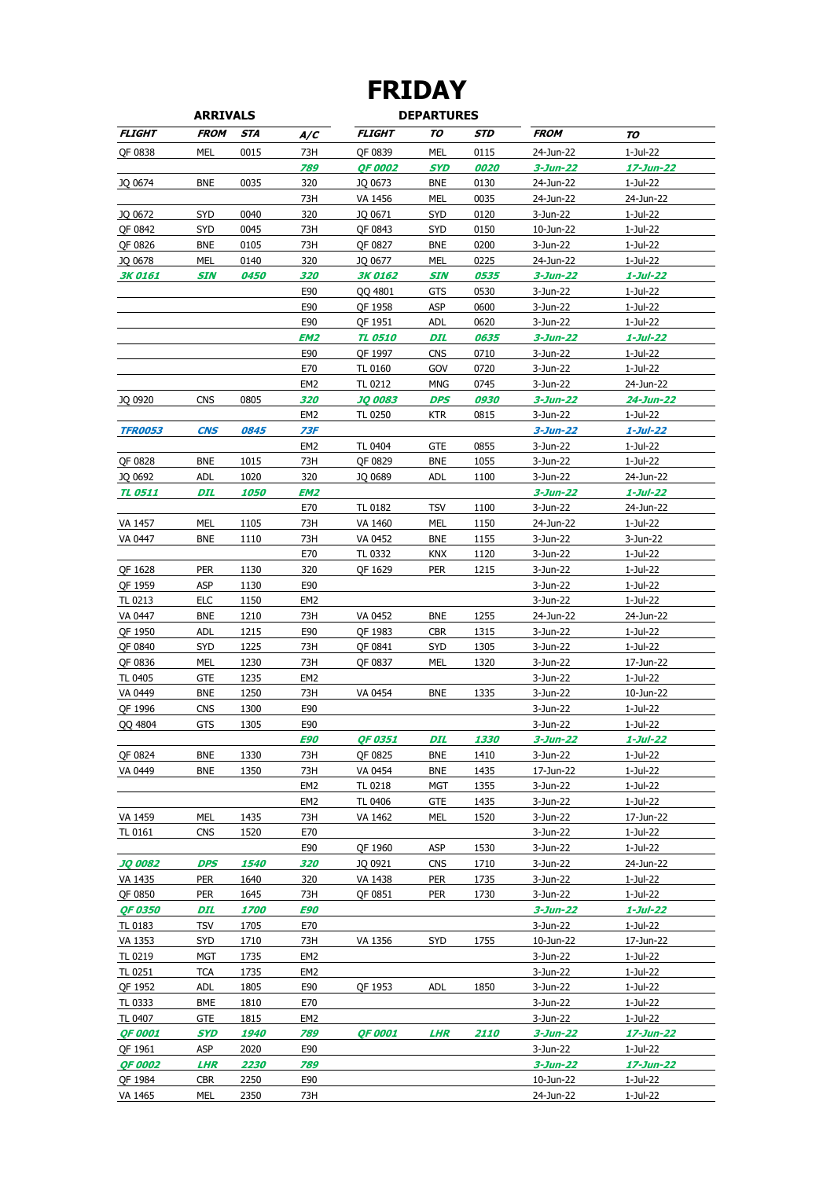# FRIDAY

| ARRIVALS | | | | DEPARTURES | | | | |
|---|---|---|---|---|---|---|---|---|
| ***FLIGHT*** | ***FROM*** | ***STA*** | ***A/C*** | ***FLIGHT*** | ***TO*** | ***STD*** | ***FROM*** | ***TO*** |
| QF 0838 | MEL | 0015 | 73H | QF 0839 | MEL | 0115 | 24-Jun-22 | 1-Jul-22 |
| | | | ***789*** | ***QF 0002*** | ***SYD*** | ***0020*** | ***3-Jun-22*** | ***17-Jun-22*** |
| JQ 0674 | BNE | 0035 | 320 | JQ 0673 | BNE | 0130 | 24-Jun-22 | 1-Jul-22 |
| | | | 73H | VA 1456 | MEL | 0035 | 24-Jun-22 | 24-Jun-22 |
| JQ 0672 | SYD | 0040 | 320 | JQ 0671 | SYD | 0120 | 3-Jun-22 | 1-Jul-22 |
| QF 0842 | SYD | 0045 | 73H | QF 0843 | SYD | 0150 | 10-Jun-22 | 1-Jul-22 |
| QF 0826 | BNE | 0105 | 73H | QF 0827 | BNE | 0200 | 3-Jun-22 | 1-Jul-22 |
| JQ 0678 | MEL | 0140 | 320 | JQ 0677 | MEL | 0225 | 24-Jun-22 | 1-Jul-22 |
| ***3K 0161*** | ***SIN*** | ***0450*** | ***320*** | ***3K 0162*** | ***SIN*** | ***0535*** | ***3-Jun-22*** | ***1-Jul-22*** |
| | | | E90 | QQ 4801 | GTS | 0530 | 3-Jun-22 | 1-Jul-22 |
| | | | E90 | QF 1958 | ASP | 0600 | 3-Jun-22 | 1-Jul-22 |
| | | | E90 | QF 1951 | ADL | 0620 | 3-Jun-22 | 1-Jul-22 |
| | | | ***EM2*** | ***TL 0510*** | ***DIL*** | ***0635*** | ***3-Jun-22*** | ***1-Jul-22*** |
| | | | E90 | QF 1997 | CNS | 0710 | 3-Jun-22 | 1-Jul-22 |
| | | | E70 | TL 0160 | GOV | 0720 | 3-Jun-22 | 1-Jul-22 |
| | | | EM2 | TL 0212 | MNG | 0745 | 3-Jun-22 | 24-Jun-22 |
| JQ 0920 | CNS | 0805 | ***320*** | ***JQ 0083*** | ***DPS*** | ***0930*** | ***3-Jun-22*** | ***24-Jun-22*** |
| | | | EM2 | TL 0250 | KTR | 0815 | 3-Jun-22 | 1-Jul-22 |
| ***TFR0053*** | ***CNS*** | ***0845*** | ***73F*** | | | | ***3-Jun-22*** | ***1-Jul-22*** |
| | | | EM2 | TL 0404 | GTE | 0855 | 3-Jun-22 | 1-Jul-22 |
| QF 0828 | BNE | 1015 | 73H | QF 0829 | BNE | 1055 | 3-Jun-22 | 1-Jul-22 |
| JQ 0692 | ADL | 1020 | 320 | JQ 0689 | ADL | 1100 | 3-Jun-22 | 24-Jun-22 |
| ***TL 0511*** | ***DIL*** | ***1050*** | ***EM2*** | | | | ***3-Jun-22*** | ***1-Jul-22*** |
| | | | E70 | TL 0182 | TSV | 1100 | 3-Jun-22 | 24-Jun-22 |
| VA 1457 | MEL | 1105 | 73H | VA 1460 | MEL | 1150 | 24-Jun-22 | 1-Jul-22 |
| VA 0447 | BNE | 1110 | 73H | VA 0452 | BNE | 1155 | 3-Jun-22 | 3-Jun-22 |
| | | | E70 | TL 0332 | KNX | 1120 | 3-Jun-22 | 1-Jul-22 |
| QF 1628 | PER | 1130 | 320 | QF 1629 | PER | 1215 | 3-Jun-22 | 1-Jul-22 |
| QF 1959 | ASP | 1130 | E90 | | | | 3-Jun-22 | 1-Jul-22 |
| TL 0213 | ELC | 1150 | EM2 | | | | 3-Jun-22 | 1-Jul-22 |
| VA 0447 | BNE | 1210 | 73H | VA 0452 | BNE | 1255 | 24-Jun-22 | 24-Jun-22 |
| QF 1950 | ADL | 1215 | E90 | QF 1983 | CBR | 1315 | 3-Jun-22 | 1-Jul-22 |
| QF 0840 | SYD | 1225 | 73H | QF 0841 | SYD | 1305 | 3-Jun-22 | 1-Jul-22 |
| QF 0836 | MEL | 1230 | 73H | QF 0837 | MEL | 1320 | 3-Jun-22 | 17-Jun-22 |
| TL 0405 | GTE | 1235 | EM2 | | | | 3-Jun-22 | 1-Jul-22 |
| VA 0449 | BNE | 1250 | 73H | VA 0454 | BNE | 1335 | 3-Jun-22 | 10-Jun-22 |
| QF 1996 | CNS | 1300 | E90 | | | | 3-Jun-22 | 1-Jul-22 |
| QQ 4804 | GTS | 1305 | E90 | | | | 3-Jun-22 | 1-Jul-22 |
| | | | ***E90*** | ***QF 0351*** | ***DIL*** | ***1330*** | ***3-Jun-22*** | ***1-Jul-22*** |
| QF 0824 | BNE | 1330 | 73H | QF 0825 | BNE | 1410 | 3-Jun-22 | 1-Jul-22 |
| VA 0449 | BNE | 1350 | 73H | VA 0454 | BNE | 1435 | 17-Jun-22 | 1-Jul-22 |
| | | | EM2 | TL 0218 | MGT | 1355 | 3-Jun-22 | 1-Jul-22 |
| | | | EM2 | TL 0406 | GTE | 1435 | 3-Jun-22 | 1-Jul-22 |
| VA 1459 | MEL | 1435 | 73H | VA 1462 | MEL | 1520 | 3-Jun-22 | 17-Jun-22 |
| TL 0161 | CNS | 1520 | E70 | | | | 3-Jun-22 | 1-Jul-22 |
| | | | E90 | QF 1960 | ASP | 1530 | 3-Jun-22 | 1-Jul-22 |
| ***JQ 0082*** | ***DPS*** | ***1540*** | ***320*** | JQ 0921 | CNS | 1710 | 3-Jun-22 | 24-Jun-22 |
| VA 1435 | PER | 1640 | 320 | VA 1438 | PER | 1735 | 3-Jun-22 | 1-Jul-22 |
| QF 0850 | PER | 1645 | 73H | QF 0851 | PER | 1730 | 3-Jun-22 | 1-Jul-22 |
| ***QF 0350*** | ***DIL*** | ***1700*** | ***E90*** | | | | ***3-Jun-22*** | ***1-Jul-22*** |
| TL 0183 | TSV | 1705 | E70 | | | | 3-Jun-22 | 1-Jul-22 |
| VA 1353 | SYD | 1710 | 73H | VA 1356 | SYD | 1755 | 10-Jun-22 | 17-Jun-22 |
| TL 0219 | MGT | 1735 | EM2 | | | | 3-Jun-22 | 1-Jul-22 |
| TL 0251 | TCA | 1735 | EM2 | | | | 3-Jun-22 | 1-Jul-22 |
| QF 1952 | ADL | 1805 | E90 | QF 1953 | ADL | 1850 | 3-Jun-22 | 1-Jul-22 |
| TL 0333 | BME | 1810 | E70 | | | | 3-Jun-22 | 1-Jul-22 |
| TL 0407 | GTE | 1815 | EM2 | | | | 3-Jun-22 | 1-Jul-22 |
| ***QF 0001*** | ***SYD*** | ***1940*** | ***789*** | ***QF 0001*** | ***LHR*** | ***2110*** | ***3-Jun-22*** | ***17-Jun-22*** |
| QF 1961 | ASP | 2020 | E90 | | | | 3-Jun-22 | 1-Jul-22 |
| ***QF 0002*** | ***LHR*** | ***2230*** | ***789*** | | | | ***3-Jun-22*** | ***17-Jun-22*** |
| QF 1984 | CBR | 2250 | E90 | | | | 10-Jun-22 | 1-Jul-22 |
| VA 1465 | MEL | 2350 | 73H | | | | 24-Jun-22 | 1-Jul-22 |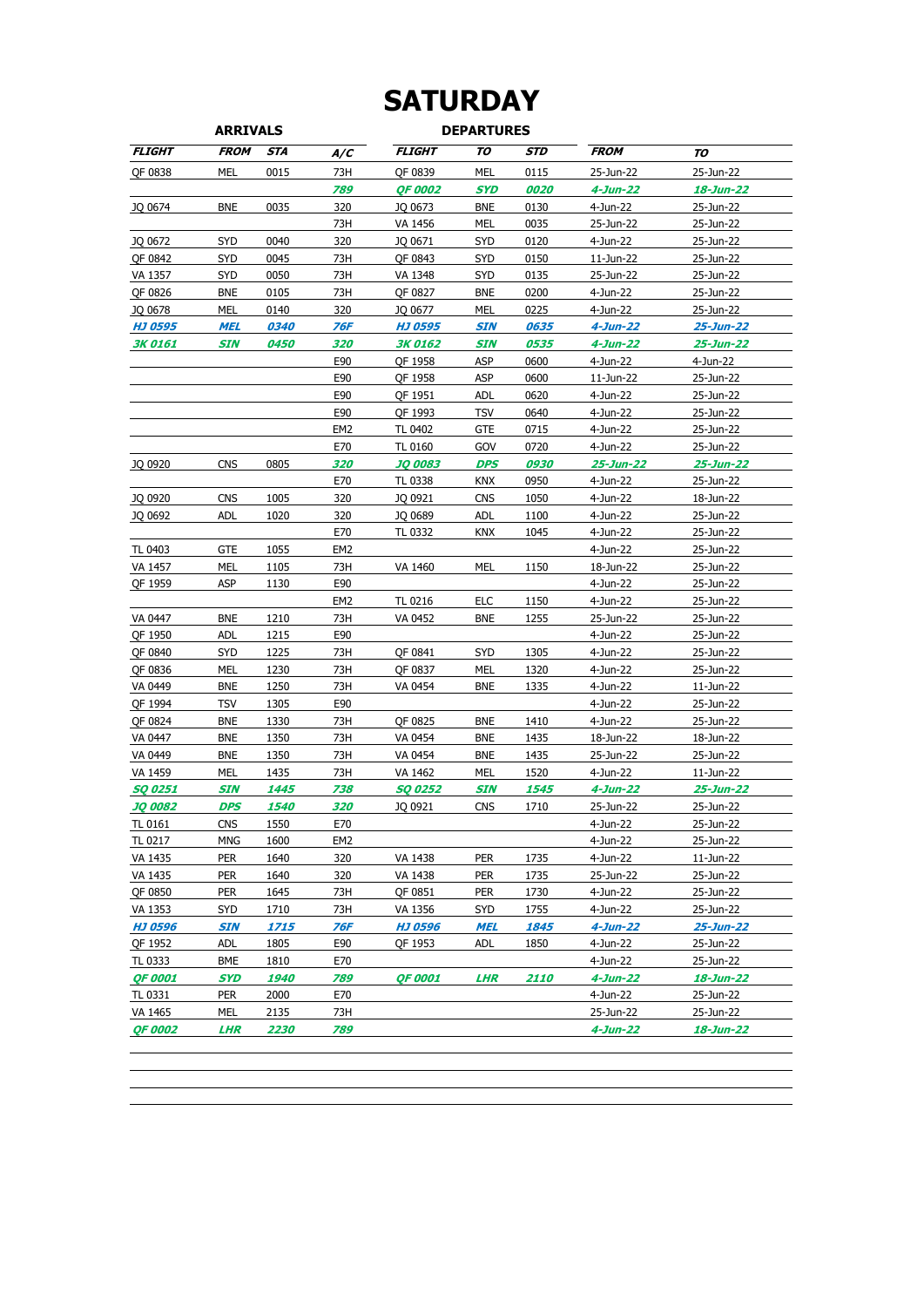# SATURDAY

| ARRIVALS | | | | DEPARTURES | | | | |
|---|---|---|---|---|---|---|---|---|
| ***FLIGHT*** | ***FROM*** | ***STA*** | ***A/C*** | ***FLIGHT*** | ***TO*** | ***STD*** | ***FROM*** | ***TO*** |
| QF 0838 | MEL | 0015 | 73H | QF 0839 | MEL | 0115 | 25-Jun-22 | 25-Jun-22 |
| | | | ***789*** | ***QF 0002*** | ***SYD*** | ***0020*** | ***4-Jun-22*** | ***18-Jun-22*** |
| JQ 0674 | BNE | 0035 | 320 | JQ 0673 | BNE | 0130 | 4-Jun-22 | 25-Jun-22 |
| | | | 73H | VA 1456 | MEL | 0035 | 25-Jun-22 | 25-Jun-22 |
| JQ 0672 | SYD | 0040 | 320 | JQ 0671 | SYD | 0120 | 4-Jun-22 | 25-Jun-22 |
| QF 0842 | SYD | 0045 | 73H | QF 0843 | SYD | 0150 | 11-Jun-22 | 25-Jun-22 |
| VA 1357 | SYD | 0050 | 73H | VA 1348 | SYD | 0135 | 25-Jun-22 | 25-Jun-22 |
| QF 0826 | BNE | 0105 | 73H | QF 0827 | BNE | 0200 | 4-Jun-22 | 25-Jun-22 |
| JQ 0678 | MEL | 0140 | 320 | JQ 0677 | MEL | 0225 | 4-Jun-22 | 25-Jun-22 |
| ***HJ 0595*** | ***MEL*** | ***0340*** | ***76F*** | ***HJ 0595*** | ***SIN*** | ***0635*** | ***4-Jun-22*** | ***25-Jun-22*** |
| ***3K 0161*** | ***SIN*** | ***0450*** | ***320*** | ***3K 0162*** | ***SIN*** | ***0535*** | ***4-Jun-22*** | ***25-Jun-22*** |
| | | | E90 | QF 1958 | ASP | 0600 | 4-Jun-22 | 4-Jun-22 |
| | | | E90 | QF 1958 | ASP | 0600 | 11-Jun-22 | 25-Jun-22 |
| | | | E90 | QF 1951 | ADL | 0620 | 4-Jun-22 | 25-Jun-22 |
| | | | E90 | QF 1993 | TSV | 0640 | 4-Jun-22 | 25-Jun-22 |
| | | | EM2 | TL 0402 | GTE | 0715 | 4-Jun-22 | 25-Jun-22 |
| | | | E70 | TL 0160 | GOV | 0720 | 4-Jun-22 | 25-Jun-22 |
| JQ 0920 | CNS | 0805 | ***320*** | ***JQ 0083*** | ***DPS*** | ***0930*** | ***25-Jun-22*** | ***25-Jun-22*** |
| | | | E70 | TL 0338 | KNX | 0950 | 4-Jun-22 | 25-Jun-22 |
| JQ 0920 | CNS | 1005 | 320 | JQ 0921 | CNS | 1050 | 4-Jun-22 | 18-Jun-22 |
| JQ 0692 | ADL | 1020 | 320 | JQ 0689 | ADL | 1100 | 4-Jun-22 | 25-Jun-22 |
| | | | E70 | TL 0332 | KNX | 1045 | 4-Jun-22 | 25-Jun-22 |
| TL 0403 | GTE | 1055 | EM2 | | | | 4-Jun-22 | 25-Jun-22 |
| VA 1457 | MEL | 1105 | 73H | VA 1460 | MEL | 1150 | 18-Jun-22 | 25-Jun-22 |
| QF 1959 | ASP | 1130 | E90 | | | | 4-Jun-22 | 25-Jun-22 |
| | | | EM2 | TL 0216 | ELC | 1150 | 4-Jun-22 | 25-Jun-22 |
| VA 0447 | BNE | 1210 | 73H | VA 0452 | BNE | 1255 | 25-Jun-22 | 25-Jun-22 |
| QF 1950 | ADL | 1215 | E90 | | | | 4-Jun-22 | 25-Jun-22 |
| QF 0840 | SYD | 1225 | 73H | QF 0841 | SYD | 1305 | 4-Jun-22 | 25-Jun-22 |
| QF 0836 | MEL | 1230 | 73H | QF 0837 | MEL | 1320 | 4-Jun-22 | 25-Jun-22 |
| VA 0449 | BNE | 1250 | 73H | VA 0454 | BNE | 1335 | 4-Jun-22 | 11-Jun-22 |
| QF 1994 | TSV | 1305 | E90 | | | | 4-Jun-22 | 25-Jun-22 |
| QF 0824 | BNE | 1330 | 73H | QF 0825 | BNE | 1410 | 4-Jun-22 | 25-Jun-22 |
| VA 0447 | BNE | 1350 | 73H | VA 0454 | BNE | 1435 | 18-Jun-22 | 18-Jun-22 |
| VA 0449 | BNE | 1350 | 73H | VA 0454 | BNE | 1435 | 25-Jun-22 | 25-Jun-22 |
| VA 1459 | MEL | 1435 | 73H | VA 1462 | MEL | 1520 | 4-Jun-22 | 11-Jun-22 |
| ***SQ 0251*** | ***SIN*** | ***1445*** | ***738*** | ***SQ 0252*** | ***SIN*** | ***1545*** | ***4-Jun-22*** | ***25-Jun-22*** |
| ***JQ 0082*** | ***DPS*** | ***1540*** | ***320*** | JQ 0921 | CNS | 1710 | 25-Jun-22 | 25-Jun-22 |
| TL 0161 | CNS | 1550 | E70 | | | | 4-Jun-22 | 25-Jun-22 |
| TL 0217 | MNG | 1600 | EM2 | | | | 4-Jun-22 | 25-Jun-22 |
| VA 1435 | PER | 1640 | 320 | VA 1438 | PER | 1735 | 4-Jun-22 | 11-Jun-22 |
| VA 1435 | PER | 1640 | 320 | VA 1438 | PER | 1735 | 25-Jun-22 | 25-Jun-22 |
| QF 0850 | PER | 1645 | 73H | QF 0851 | PER | 1730 | 4-Jun-22 | 25-Jun-22 |
| VA 1353 | SYD | 1710 | 73H | VA 1356 | SYD | 1755 | 4-Jun-22 | 25-Jun-22 |
| ***HJ 0596*** | ***SIN*** | ***1715*** | ***76F*** | ***HJ 0596*** | ***MEL*** | ***1845*** | ***4-Jun-22*** | ***25-Jun-22*** |
| QF 1952 | ADL | 1805 | E90 | QF 1953 | ADL | 1850 | 4-Jun-22 | 25-Jun-22 |
| TL 0333 | BME | 1810 | E70 | | | | 4-Jun-22 | 25-Jun-22 |
| ***QF 0001*** | ***SYD*** | ***1940*** | ***789*** | ***QF 0001*** | ***LHR*** | ***2110*** | ***4-Jun-22*** | ***18-Jun-22*** |
| TL 0331 | PER | 2000 | E70 | | | | 4-Jun-22 | 25-Jun-22 |
| VA 1465 | MEL | 2135 | 73H | | | | 25-Jun-22 | 25-Jun-22 |
| ***QF 0002*** | ***LHR*** | ***2230*** | ***789*** | | | | ***4-Jun-22*** | ***18-Jun-22*** |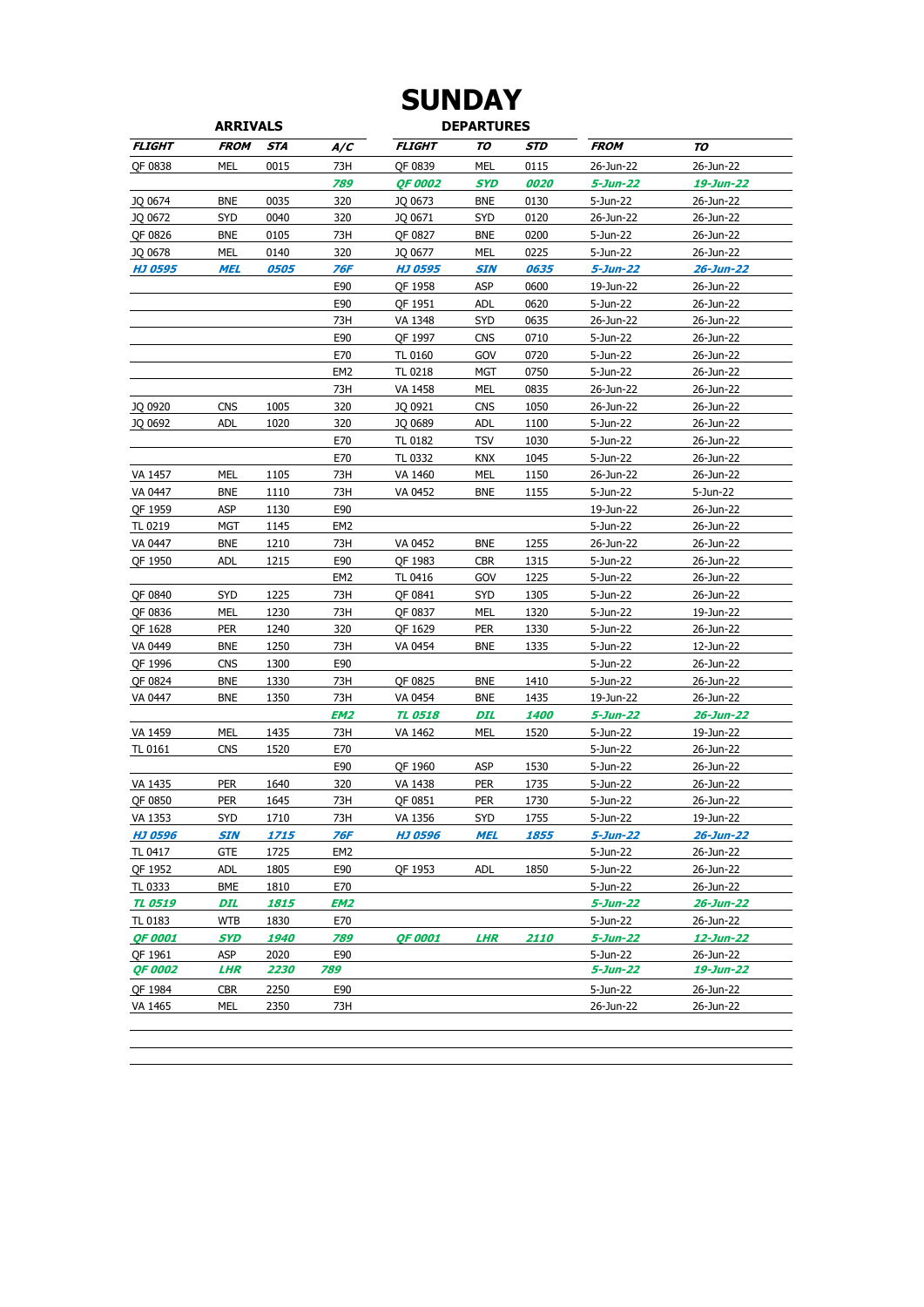# SUNDAY

| ARRIVALS | | | | DEPARTURES | | | | |
|---|---|---|---|---|---|---|---|---|
| ***FLIGHT*** | ***FROM*** | ***STA*** | ***A/C*** | ***FLIGHT*** | ***TO*** | ***STD*** | ***FROM*** | ***TO*** |
| QF 0838 | MEL | 0015 | 73H | QF 0839 | MEL | 0115 | 26-Jun-22 | 26-Jun-22 |
| | | | ***789*** | ***QF 0002*** | ***SYD*** | ***0020*** | ***5-Jun-22*** | ***19-Jun-22*** |
| JQ 0674 | BNE | 0035 | 320 | JQ 0673 | BNE | 0130 | 5-Jun-22 | 26-Jun-22 |
| JQ 0672 | SYD | 0040 | 320 | JQ 0671 | SYD | 0120 | 26-Jun-22 | 26-Jun-22 |
| QF 0826 | BNE | 0105 | 73H | QF 0827 | BNE | 0200 | 5-Jun-22 | 26-Jun-22 |
| JQ 0678 | MEL | 0140 | 320 | JQ 0677 | MEL | 0225 | 5-Jun-22 | 26-Jun-22 |
| ***HJ 0595*** | ***MEL*** | ***0505*** | ***76F*** | ***HJ 0595*** | ***SIN*** | ***0635*** | ***5-Jun-22*** | ***26-Jun-22*** |
| | | | E90 | QF 1958 | ASP | 0600 | 19-Jun-22 | 26-Jun-22 |
| | | | E90 | QF 1951 | ADL | 0620 | 5-Jun-22 | 26-Jun-22 |
| | | | 73H | VA 1348 | SYD | 0635 | 26-Jun-22 | 26-Jun-22 |
| | | | E90 | QF 1997 | CNS | 0710 | 5-Jun-22 | 26-Jun-22 |
| | | | E70 | TL 0160 | GOV | 0720 | 5-Jun-22 | 26-Jun-22 |
| | | | EM2 | TL 0218 | MGT | 0750 | 5-Jun-22 | 26-Jun-22 |
| | | | 73H | VA 1458 | MEL | 0835 | 26-Jun-22 | 26-Jun-22 |
| JQ 0920 | CNS | 1005 | 320 | JQ 0921 | CNS | 1050 | 26-Jun-22 | 26-Jun-22 |
| JQ 0692 | ADL | 1020 | 320 | JQ 0689 | ADL | 1100 | 5-Jun-22 | 26-Jun-22 |
| | | | E70 | TL 0182 | TSV | 1030 | 5-Jun-22 | 26-Jun-22 |
| | | | E70 | TL 0332 | KNX | 1045 | 5-Jun-22 | 26-Jun-22 |
| VA 1457 | MEL | 1105 | 73H | VA 1460 | MEL | 1150 | 26-Jun-22 | 26-Jun-22 |
| VA 0447 | BNE | 1110 | 73H | VA 0452 | BNE | 1155 | 5-Jun-22 | 5-Jun-22 |
| QF 1959 | ASP | 1130 | E90 | | | | 19-Jun-22 | 26-Jun-22 |
| TL 0219 | MGT | 1145 | EM2 | | | | 5-Jun-22 | 26-Jun-22 |
| VA 0447 | BNE | 1210 | 73H | VA 0452 | BNE | 1255 | 26-Jun-22 | 26-Jun-22 |
| QF 1950 | ADL | 1215 | E90 | QF 1983 | CBR | 1315 | 5-Jun-22 | 26-Jun-22 |
| | | | EM2 | TL 0416 | GOV | 1225 | 5-Jun-22 | 26-Jun-22 |
| QF 0840 | SYD | 1225 | 73H | QF 0841 | SYD | 1305 | 5-Jun-22 | 26-Jun-22 |
| QF 0836 | MEL | 1230 | 73H | QF 0837 | MEL | 1320 | 5-Jun-22 | 19-Jun-22 |
| QF 1628 | PER | 1240 | 320 | QF 1629 | PER | 1330 | 5-Jun-22 | 26-Jun-22 |
| VA 0449 | BNE | 1250 | 73H | VA 0454 | BNE | 1335 | 5-Jun-22 | 12-Jun-22 |
| QF 1996 | CNS | 1300 | E90 | | | | 5-Jun-22 | 26-Jun-22 |
| QF 0824 | BNE | 1330 | 73H | QF 0825 | BNE | 1410 | 5-Jun-22 | 26-Jun-22 |
| VA 0447 | BNE | 1350 | 73H | VA 0454 | BNE | 1435 | 19-Jun-22 | 26-Jun-22 |
| | | | ***EM2*** | ***TL 0518*** | ***DIL*** | ***1400*** | ***5-Jun-22*** | ***26-Jun-22*** |
| VA 1459 | MEL | 1435 | 73H | VA 1462 | MEL | 1520 | 5-Jun-22 | 19-Jun-22 |
| TL 0161 | CNS | 1520 | E70 | | | | 5-Jun-22 | 26-Jun-22 |
| | | | E90 | QF 1960 | ASP | 1530 | 5-Jun-22 | 26-Jun-22 |
| VA 1435 | PER | 1640 | 320 | VA 1438 | PER | 1735 | 5-Jun-22 | 26-Jun-22 |
| QF 0850 | PER | 1645 | 73H | QF 0851 | PER | 1730 | 5-Jun-22 | 26-Jun-22 |
| VA 1353 | SYD | 1710 | 73H | VA 1356 | SYD | 1755 | 5-Jun-22 | 19-Jun-22 |
| ***HJ 0596*** | ***SIN*** | ***1715*** | ***76F*** | ***HJ 0596*** | ***MEL*** | ***1855*** | ***5-Jun-22*** | ***26-Jun-22*** |
| TL 0417 | GTE | 1725 | EM2 | | | | 5-Jun-22 | 26-Jun-22 |
| QF 1952 | ADL | 1805 | E90 | QF 1953 | ADL | 1850 | 5-Jun-22 | 26-Jun-22 |
| TL 0333 | BME | 1810 | E70 | | | | 5-Jun-22 | 26-Jun-22 |
| ***TL 0519*** | ***DIL*** | ***1815*** | ***EM2*** | | | | ***5-Jun-22*** | ***26-Jun-22*** |
| TL 0183 | WTB | 1830 | E70 | | | | 5-Jun-22 | 26-Jun-22 |
| ***QF 0001*** | ***SYD*** | ***1940*** | ***789*** | ***QF 0001*** | ***LHR*** | ***2110*** | ***5-Jun-22*** | ***12-Jun-22*** |
| QF 1961 | ASP | 2020 | E90 | | | | 5-Jun-22 | 26-Jun-22 |
| ***QF 0002*** | ***LHR*** | ***2230*** | ***789*** | | | | ***5-Jun-22*** | ***19-Jun-22*** |
| QF 1984 | CBR | 2250 | E90 | | | | 5-Jun-22 | 26-Jun-22 |
| VA 1465 | MEL | 2350 | 73H | | | | 26-Jun-22 | 26-Jun-22 |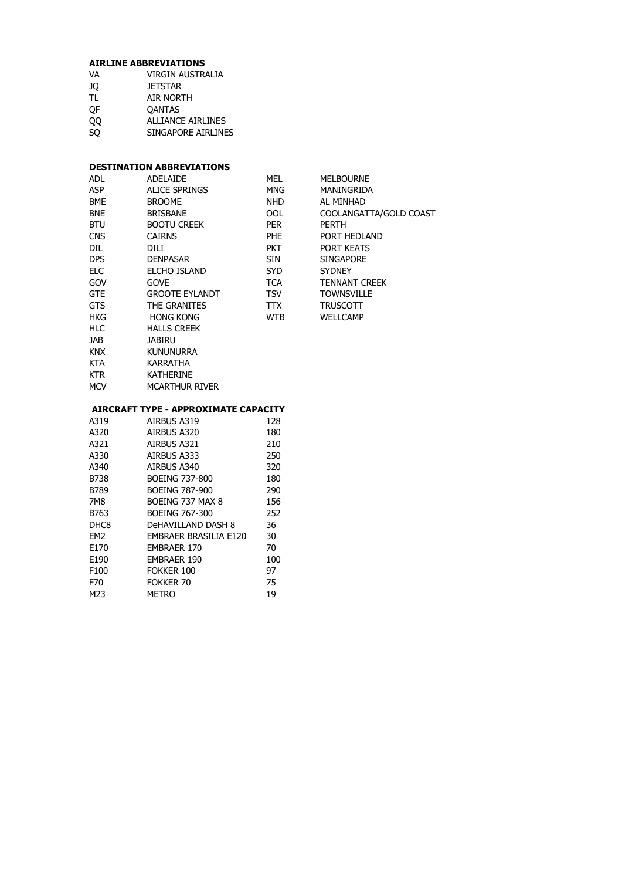**AIRLINE ABBREVIATIONS**

| | |
|---|---|
| VA | VIRGIN AUSTRALIA |
| JQ | JETSTAR |
| TL | AIR NORTH |
| QF | QANTAS |
| QQ | ALLIANCE AIRLINES |
| SQ | SINGAPORE AIRLINES |

**DESTINATION ABBREVIATIONS**

| | | | |
|---|---|---|---|
| ADL | ADELAIDE | MEL | MELBOURNE |
| ASP | ALICE SPRINGS | MNG | MANINGRIDA |
| BME | BROOME | NHD | AL MINHAD |
| BNE | BRISBANE | OOL | COOLANGATTA/GOLD COAST |
| BTU | BOOTU CREEK | PER | PERTH |
| CNS | CAIRNS | PHE | PORT HEDLAND |
| DIL | DILI | PKT | PORT KEATS |
| DPS | DENPASAR | SIN | SINGAPORE |
| ELC | ELCHO ISLAND | SYD | SYDNEY |
| GOV | GOVE | TCA | TENNANT CREEK |
| GTE | GROOTE EYLANDT | TSV | TOWNSVILLE |
| GTS | THE GRANITES | TTX | TRUSCOTT |
| HKG | HONG KONG | WTB | WELLCAMP |
| HLC | HALLS CREEK | | |
| JAB | JABIRU | | |
| KNX | KUNUNURRA | | |
| KTA | KARRATHA | | |
| KTR | KATHERINE | | |
| MCV | MCARTHUR RIVER | | |

**AIRCRAFT TYPE - APPROXIMATE CAPACITY**

| | | |
|---|---|---|
| A319 | AIRBUS A319 | 128 |
| A320 | AIRBUS A320 | 180 |
| A321 | AIRBUS A321 | 210 |
| A330 | AIRBUS A333 | 250 |
| A340 | AIRBUS A340 | 320 |
| B738 | BOEING 737-800 | 180 |
| B789 | BOEING 787-900 | 290 |
| 7M8 | BOEING 737 MAX 8 | 156 |
| B763 | BOEING 767-300 | 252 |
| DHC8 | DeHAVILLAND DASH 8 | 36 |
| EM2 | EMBRAER BRASILIA E120 | 30 |
| E170 | EMBRAER 170 | 70 |
| E190 | EMBRAER 190 | 100 |
| F100 | FOKKER 100 | 97 |
| F70 | FOKKER 70 | 75 |
| M23 | METRO | 19 |